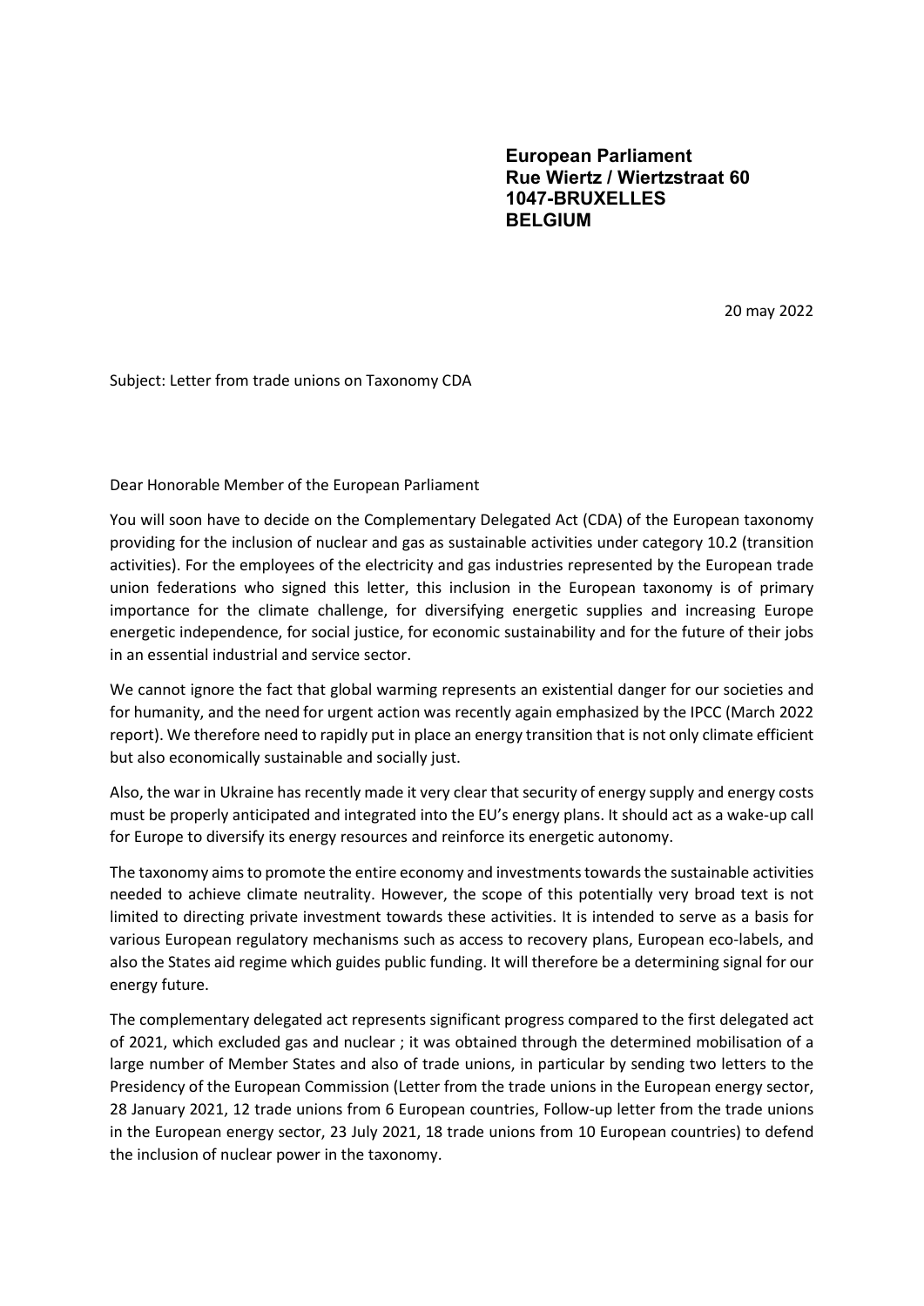**European Parliament**
**Rue Wiertz / Wiertzstraat 60**
**1047-BRUXELLES**
**BELGIUM**

20 may 2022

Subject: Letter from trade unions on Taxonomy CDA

Dear Honorable Member of the European Parliament

You will soon have to decide on the Complementary Delegated Act (CDA) of the European taxonomy providing for the inclusion of nuclear and gas as sustainable activities under category 10.2 (transition activities). For the employees of the electricity and gas industries represented by the European trade union federations who signed this letter, this inclusion in the European taxonomy is of primary importance for the climate challenge, for diversifying energetic supplies and increasing Europe energetic independence, for social justice, for economic sustainability and for the future of their jobs in an essential industrial and service sector.

We cannot ignore the fact that global warming represents an existential danger for our societies and for humanity, and the need for urgent action was recently again emphasized by the IPCC (March 2022 report). We therefore need to rapidly put in place an energy transition that is not only climate efficient but also economically sustainable and socially just.

Also, the war in Ukraine has recently made it very clear that security of energy supply and energy costs must be properly anticipated and integrated into the EU's energy plans. It should act as a wake-up call for Europe to diversify its energy resources and reinforce its energetic autonomy.

The taxonomy aims to promote the entire economy and investments towards the sustainable activities needed to achieve climate neutrality. However, the scope of this potentially very broad text is not limited to directing private investment towards these activities. It is intended to serve as a basis for various European regulatory mechanisms such as access to recovery plans, European eco-labels, and also the States aid regime which guides public funding. It will therefore be a determining signal for our energy future.

The complementary delegated act represents significant progress compared to the first delegated act of 2021, which excluded gas and nuclear ; it was obtained through the determined mobilisation of a large number of Member States and also of trade unions, in particular by sending two letters to the Presidency of the European Commission (Letter from the trade unions in the European energy sector, 28 January 2021, 12 trade unions from 6 European countries, Follow-up letter from the trade unions in the European energy sector, 23 July 2021, 18 trade unions from 10 European countries) to defend the inclusion of nuclear power in the taxonomy.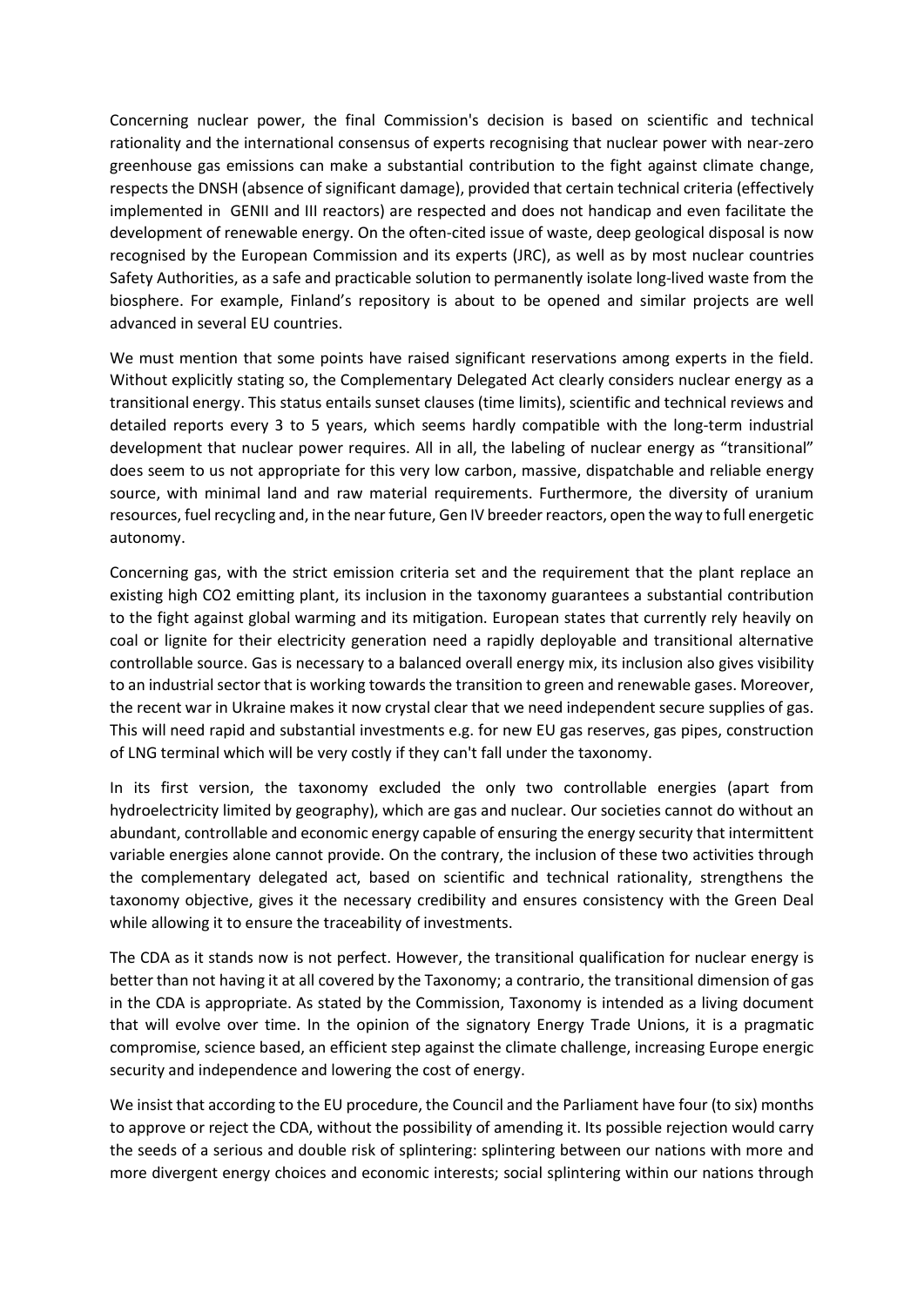Concerning nuclear power, the final Commission's decision is based on scientific and technical rationality and the international consensus of experts recognising that nuclear power with near-zero greenhouse gas emissions can make a substantial contribution to the fight against climate change, respects the DNSH (absence of significant damage), provided that certain technical criteria (effectively implemented in GENII and III reactors) are respected and does not handicap and even facilitate the development of renewable energy. On the often-cited issue of waste, deep geological disposal is now recognised by the European Commission and its experts (JRC), as well as by most nuclear countries Safety Authorities, as a safe and practicable solution to permanently isolate long-lived waste from the biosphere. For example, Finland's repository is about to be opened and similar projects are well advanced in several EU countries.

We must mention that some points have raised significant reservations among experts in the field. Without explicitly stating so, the Complementary Delegated Act clearly considers nuclear energy as a transitional energy. This status entails sunset clauses (time limits), scientific and technical reviews and detailed reports every 3 to 5 years, which seems hardly compatible with the long-term industrial development that nuclear power requires. All in all, the labeling of nuclear energy as "transitional" does seem to us not appropriate for this very low carbon, massive, dispatchable and reliable energy source, with minimal land and raw material requirements. Furthermore, the diversity of uranium resources, fuel recycling and, in the near future, Gen IV breeder reactors, open the way to full energetic autonomy.

Concerning gas, with the strict emission criteria set and the requirement that the plant replace an existing high CO2 emitting plant, its inclusion in the taxonomy guarantees a substantial contribution to the fight against global warming and its mitigation. European states that currently rely heavily on coal or lignite for their electricity generation need a rapidly deployable and transitional alternative controllable source. Gas is necessary to a balanced overall energy mix, its inclusion also gives visibility to an industrial sector that is working towards the transition to green and renewable gases. Moreover, the recent war in Ukraine makes it now crystal clear that we need independent secure supplies of gas. This will need rapid and substantial investments e.g. for new EU gas reserves, gas pipes, construction of LNG terminal which will be very costly if they can't fall under the taxonomy.

In its first version, the taxonomy excluded the only two controllable energies (apart from hydroelectricity limited by geography), which are gas and nuclear. Our societies cannot do without an abundant, controllable and economic energy capable of ensuring the energy security that intermittent variable energies alone cannot provide. On the contrary, the inclusion of these two activities through the complementary delegated act, based on scientific and technical rationality, strengthens the taxonomy objective, gives it the necessary credibility and ensures consistency with the Green Deal while allowing it to ensure the traceability of investments.

The CDA as it stands now is not perfect. However, the transitional qualification for nuclear energy is better than not having it at all covered by the Taxonomy; a contrario, the transitional dimension of gas in the CDA is appropriate. As stated by the Commission, Taxonomy is intended as a living document that will evolve over time. In the opinion of the signatory Energy Trade Unions, it is a pragmatic compromise, science based, an efficient step against the climate challenge, increasing Europe energic security and independence and lowering the cost of energy.

We insist that according to the EU procedure, the Council and the Parliament have four (to six) months to approve or reject the CDA, without the possibility of amending it. Its possible rejection would carry the seeds of a serious and double risk of splintering: splintering between our nations with more and more divergent energy choices and economic interests; social splintering within our nations through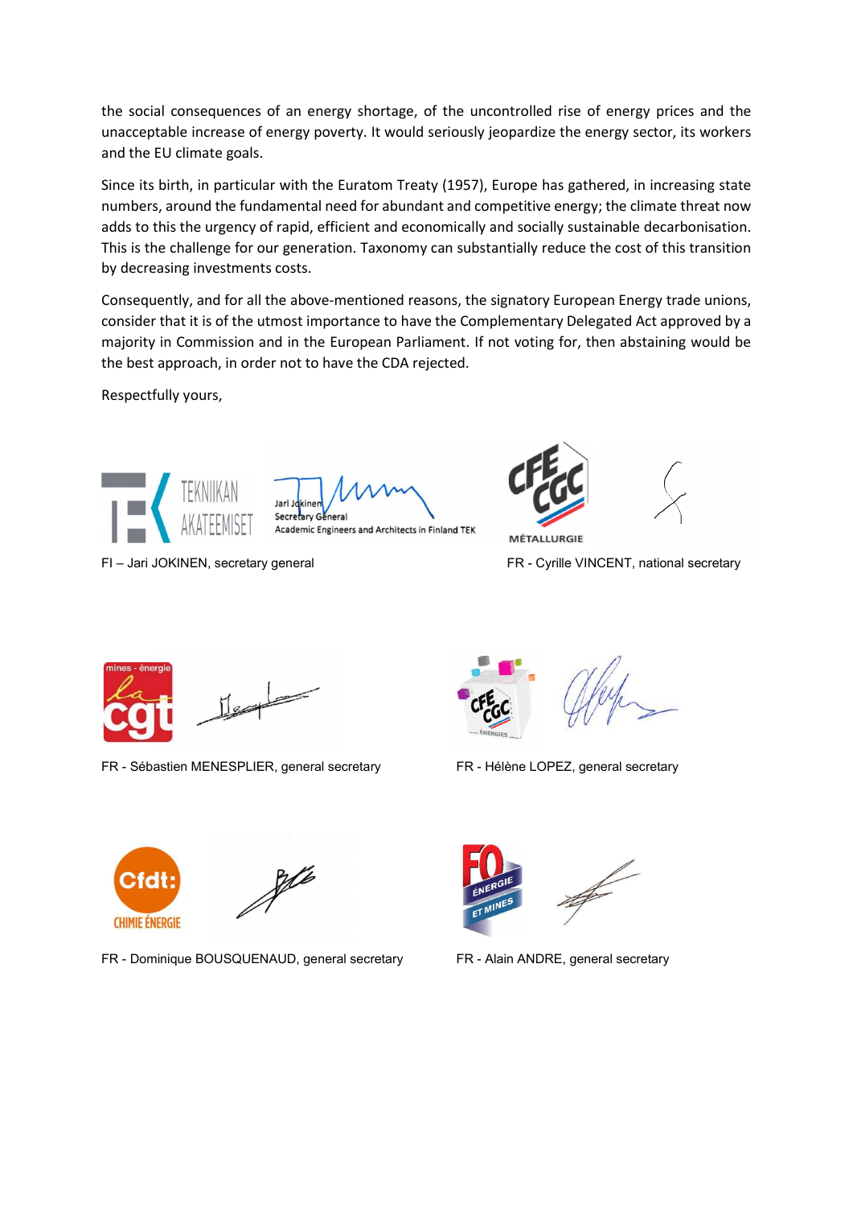the social consequences of an energy shortage, of the uncontrolled rise of energy prices and the unacceptable increase of energy poverty. It would seriously jeopardize the energy sector, its workers and the EU climate goals.

Since its birth, in particular with the Euratom Treaty (1957), Europe has gathered, in increasing state numbers, around the fundamental need for abundant and competitive energy; the climate threat now adds to this the urgency of rapid, efficient and economically and socially sustainable decarbonisation. This is the challenge for our generation. Taxonomy can substantially reduce the cost of this transition by decreasing investments costs.

Consequently, and for all the above-mentioned reasons, the signatory European Energy trade unions, consider that it is of the utmost importance to have the Complementary Delegated Act approved by a majority in Commission and in the European Parliament. If not voting for, then abstaining would be the best approach, in order not to have the CDA rejected.

Respectfully yours,

TEKNIIKAN AKATEEMISET

Jari Jokinen
Secretary General
Academic Engineers and Architects in Finland TEK

FI – Jari JOKINEN, secretary general

CFE CGC MÉTALLURGIE

FR - Cyrille VINCENT, national secretary

mines - énergie la cgt

FR - Sébastien MENESPLIER, general secretary

CFE CGC ÉNERGIES

FR - Hélène LOPEZ, general secretary

Cfdt: CHIMIE ÉNERGIE

FR - Dominique BOUSQUENAUD, general secretary

FO ÉNERGIE ET MINES

FR - Alain ANDRE, general secretary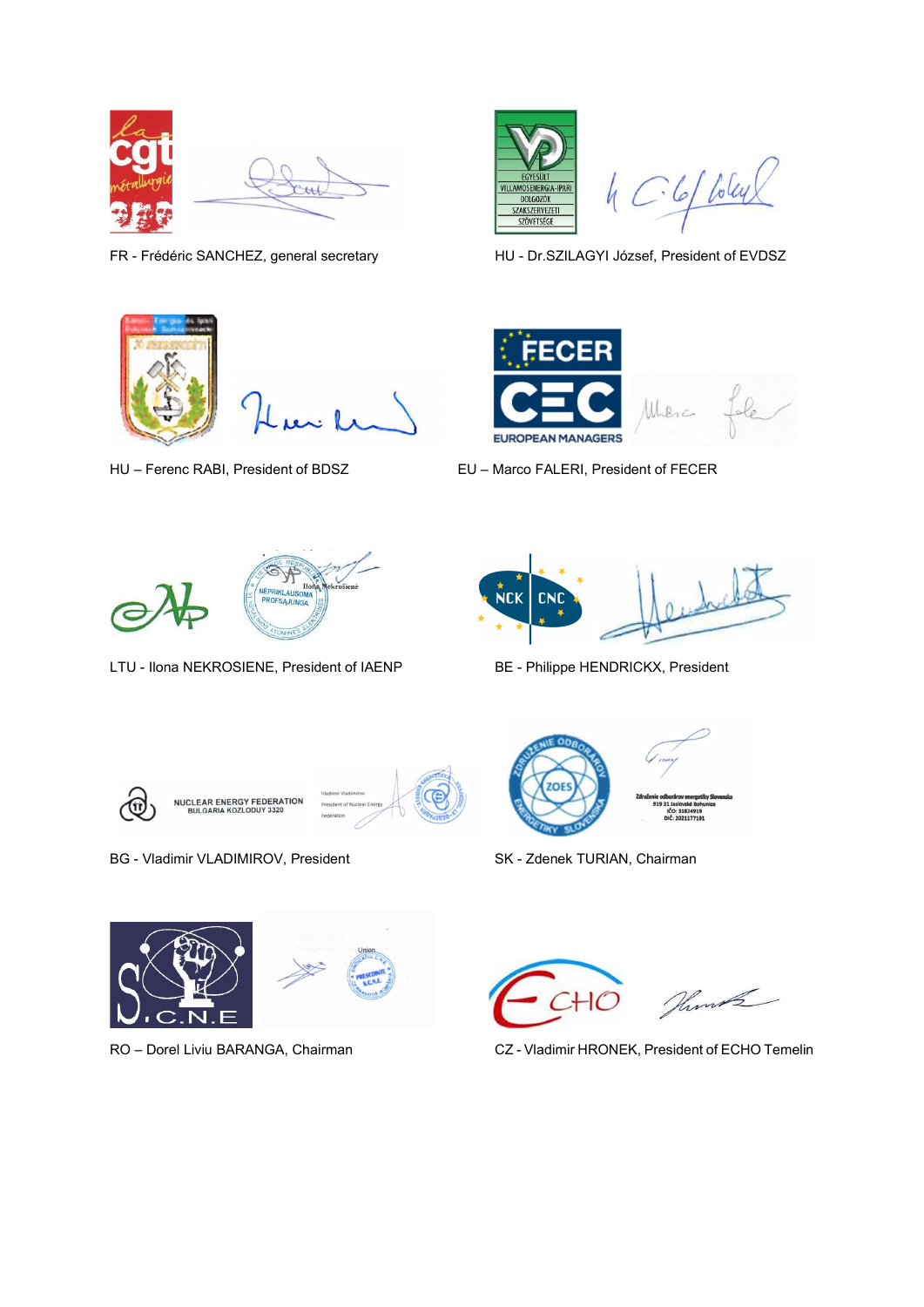FR - Frédéric SANCHEZ, general secretary

HU - Dr.SZILAGYI József, President of EVDSZ

HU – Ferenc RABI, President of BDSZ

EU – Marco FALERI, President of FECER

LTU - Ilona NEKROSIENE, President of IAENP

BE - Philippe HENDRICKX, President

BG - Vladimir VLADIMIROV, President

SK - Zdenek TURIAN, Chairman

RO – Dorel Liviu BARANGA, Chairman

CZ - Vladimir HRONEK, President of ECHO Temelin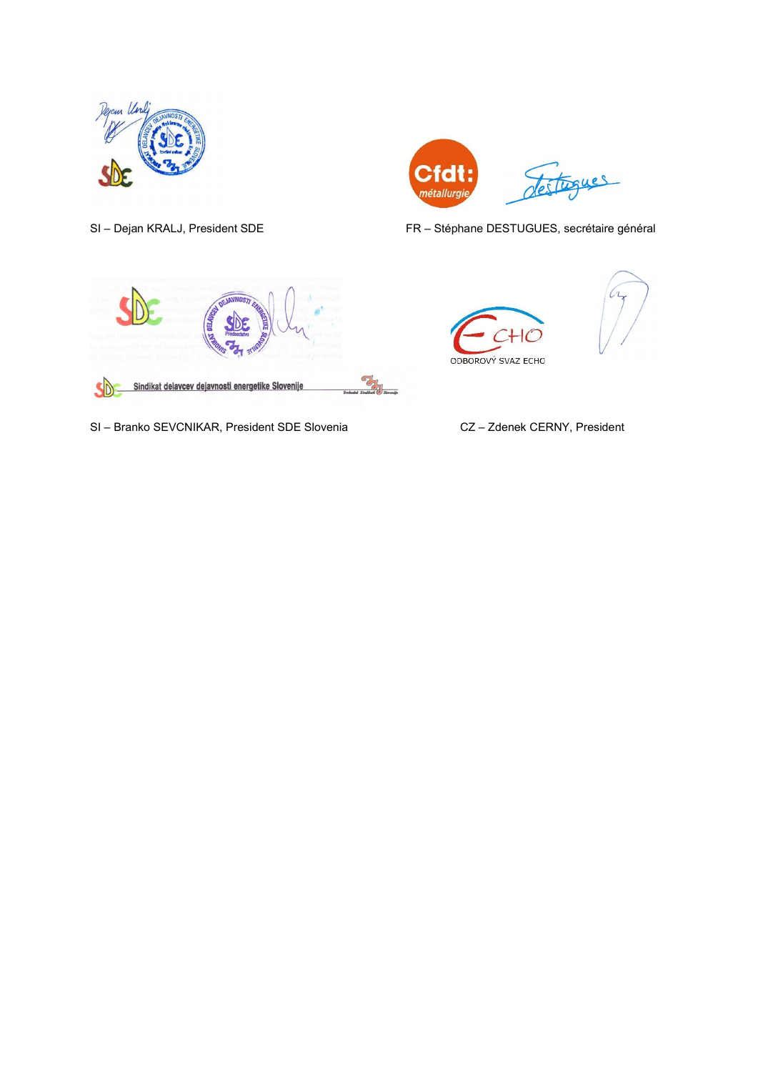SI – Dejan KRALJ, President SDE

FR – Stéphane DESTUGUES, secrétaire général

SI – Branko SEVCNIKAR, President SDE Slovenia

CZ – Zdenek CERNY, President